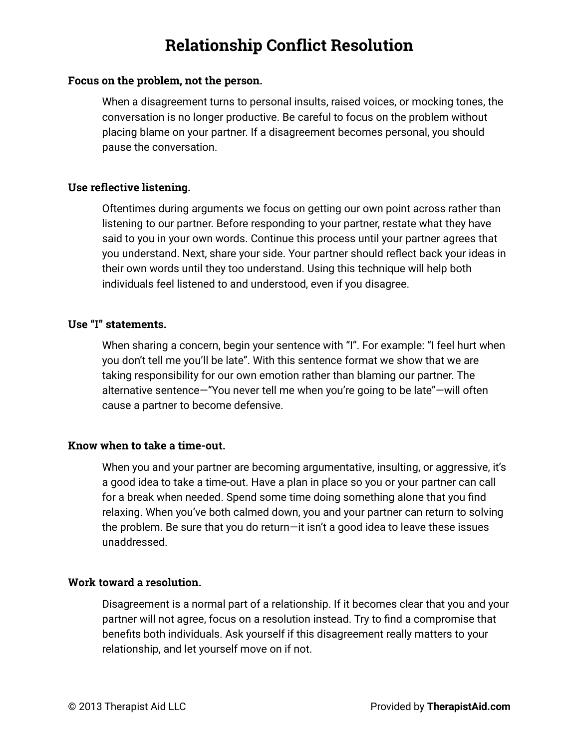# Relationship Conflict Resolution

**Focus on the problem, not the person.**

When a disagreement turns to personal insults, raised voices, or mocking tones, the conversation is no longer productive. Be careful to focus on the problem without placing blame on your partner. If a disagreement becomes personal, you should pause the conversation.

**Use reflective listening.**

Oftentimes during arguments we focus on getting our own point across rather than listening to our partner. Before responding to your partner, restate what they have said to you in your own words. Continue this process until your partner agrees that you understand. Next, share your side. Your partner should reflect back your ideas in their own words until they too understand. Using this technique will help both individuals feel listened to and understood, even if you disagree.

**Use "I" statements.**

When sharing a concern, begin your sentence with "I". For example: "I feel hurt when you don't tell me you'll be late". With this sentence format we show that we are taking responsibility for our own emotion rather than blaming our partner. The alternative sentence—"You never tell me when you're going to be late"—will often cause a partner to become defensive.

**Know when to take a time-out.**

When you and your partner are becoming argumentative, insulting, or aggressive, it's a good idea to take a time-out. Have a plan in place so you or your partner can call for a break when needed. Spend some time doing something alone that you find relaxing. When you've both calmed down, you and your partner can return to solving the problem. Be sure that you do return—it isn't a good idea to leave these issues unaddressed.

**Work toward a resolution.**

Disagreement is a normal part of a relationship. If it becomes clear that you and your partner will not agree, focus on a resolution instead. Try to find a compromise that benefits both individuals. Ask yourself if this disagreement really matters to your relationship, and let yourself move on if not.

© 2013 Therapist Aid LLC — Provided by **TherapistAid.com**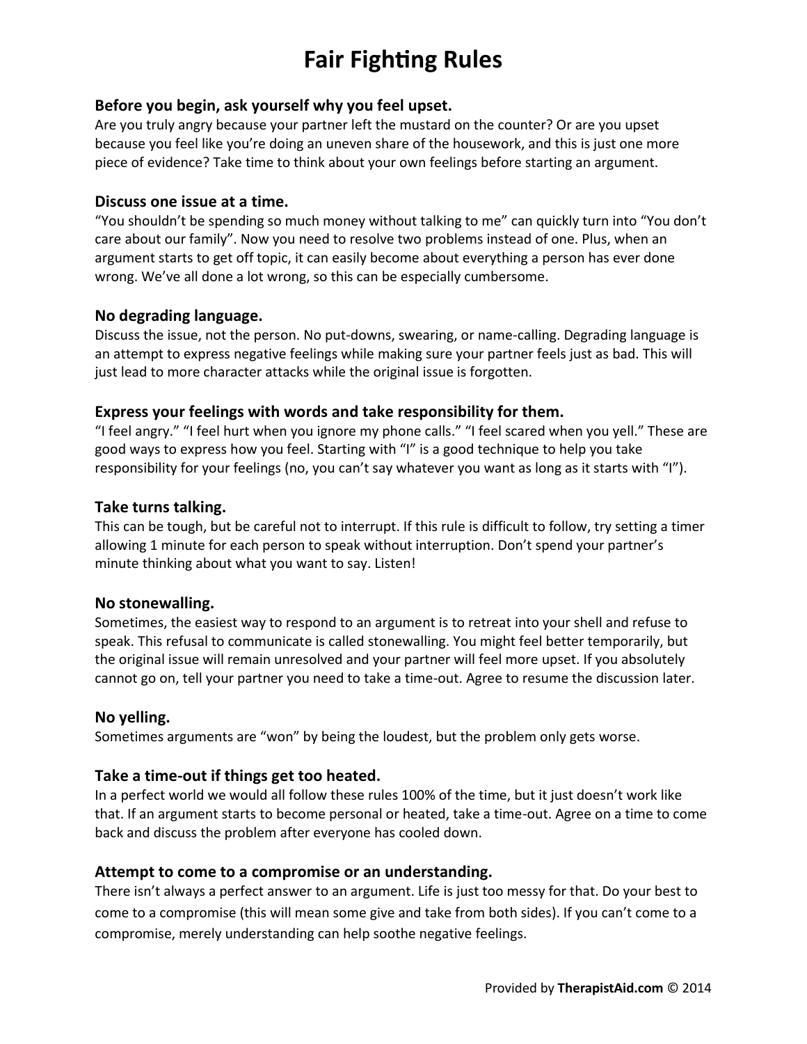# Fair Fighting Rules

### Before you begin, ask yourself why you feel upset.

Are you truly angry because your partner left the mustard on the counter? Or are you upset because you feel like you're doing an uneven share of the housework, and this is just one more piece of evidence? Take time to think about your own feelings before starting an argument.

### Discuss one issue at a time.

"You shouldn't be spending so much money without talking to me" can quickly turn into "You don't care about our family". Now you need to resolve two problems instead of one. Plus, when an argument starts to get off topic, it can easily become about everything a person has ever done wrong. We've all done a lot wrong, so this can be especially cumbersome.

### No degrading language.

Discuss the issue, not the person. No put-downs, swearing, or name-calling. Degrading language is an attempt to express negative feelings while making sure your partner feels just as bad. This will just lead to more character attacks while the original issue is forgotten.

### Express your feelings with words and take responsibility for them.

"I feel angry." "I feel hurt when you ignore my phone calls." "I feel scared when you yell." These are good ways to express how you feel. Starting with "I" is a good technique to help you take responsibility for your feelings (no, you can't say whatever you want as long as it starts with "I").

### Take turns talking.

This can be tough, but be careful not to interrupt. If this rule is difficult to follow, try setting a timer allowing 1 minute for each person to speak without interruption. Don't spend your partner's minute thinking about what you want to say. Listen!

### No stonewalling.

Sometimes, the easiest way to respond to an argument is to retreat into your shell and refuse to speak. This refusal to communicate is called stonewalling. You might feel better temporarily, but the original issue will remain unresolved and your partner will feel more upset. If you absolutely cannot go on, tell your partner you need to take a time-out. Agree to resume the discussion later.

### No yelling.

Sometimes arguments are "won" by being the loudest, but the problem only gets worse.

### Take a time-out if things get too heated.

In a perfect world we would all follow these rules 100% of the time, but it just doesn't work like that. If an argument starts to become personal or heated, take a time-out. Agree on a time to come back and discuss the problem after everyone has cooled down.

### Attempt to come to a compromise or an understanding.

There isn't always a perfect answer to an argument. Life is just too messy for that. Do your best to come to a compromise (this will mean some give and take from both sides). If you can't come to a compromise, merely understanding can help soothe negative feelings.

Provided by **TherapistAid.com** © 2014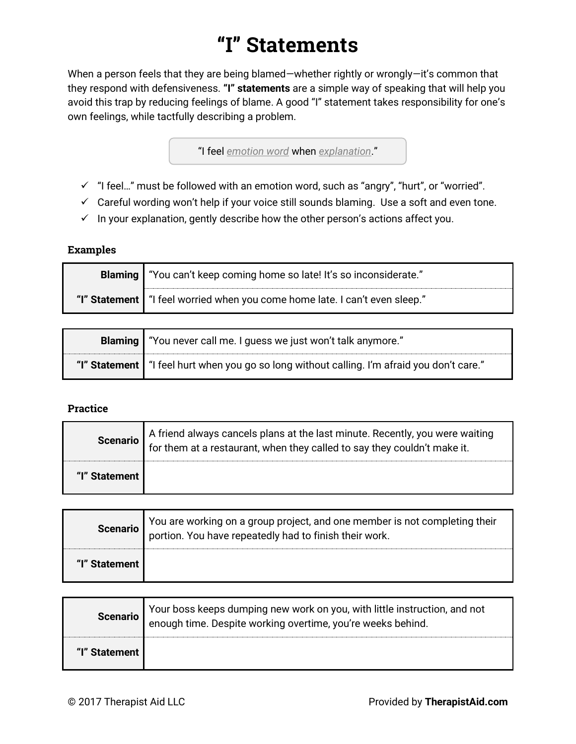# “I” Statements

When a person feels that they are being blamed—whether rightly or wrongly—it’s common that they respond with defensiveness. **“I” statements** are a simple way of speaking that will help you avoid this trap by reducing feelings of blame. A good “I” statement takes responsibility for one’s own feelings, while tactfully describing a problem.

“I feel _emotion word_ when _explanation_.”

- ✓ “I feel…” must be followed with an emotion word, such as “angry”, “hurt”, or “worried”.
- ✓ Careful wording won’t help if your voice still sounds blaming. Use a soft and even tone.
- ✓ In your explanation, gently describe how the other person’s actions affect you.

**Examples**

| | |
|---|---|
| **Blaming** | “You can’t keep coming home so late! It’s so inconsiderate.” |
| **“I” Statement** | “I feel worried when you come home late. I can’t even sleep.” |

| | |
|---|---|
| **Blaming** | “You never call me. I guess we just won’t talk anymore.” |
| **“I” Statement** | “I feel hurt when you go so long without calling. I’m afraid you don’t care.” |

**Practice**

| | |
|---|---|
| **Scenario** | A friend always cancels plans at the last minute. Recently, you were waiting for them at a restaurant, when they called to say they couldn’t make it. |
| **“I” Statement** | |

| | |
|---|---|
| **Scenario** | You are working on a group project, and one member is not completing their portion. You have repeatedly had to finish their work. |
| **“I” Statement** | |

| | |
|---|---|
| **Scenario** | Your boss keeps dumping new work on you, with little instruction, and not enough time. Despite working overtime, you’re weeks behind. |
| **“I” Statement** | |

© 2017 Therapist Aid LLC — Provided by **TherapistAid.com**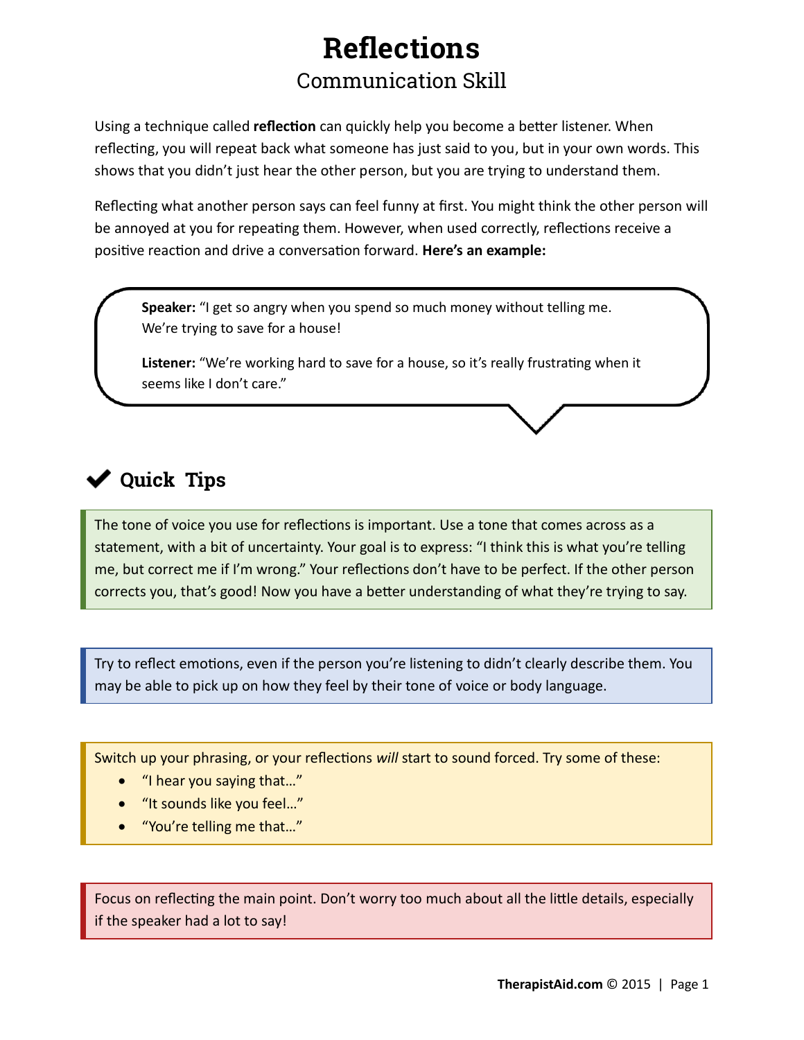# Reflections

## Communication Skill

Using a technique called **reflection** can quickly help you become a better listener. When reflecting, you will repeat back what someone has just said to you, but in your own words. This shows that you didn't just hear the other person, but you are trying to understand them.

Reflecting what another person says can feel funny at first. You might think the other person will be annoyed at you for repeating them. However, when used correctly, reflections receive a positive reaction and drive a conversation forward. **Here's an example:**

> **Speaker:** "I get so angry when you spend so much money without telling me. We're trying to save for a house!
>
> **Listener:** "We're working hard to save for a house, so it's really frustrating when it seems like I don't care."

## ✔ Quick Tips

The tone of voice you use for reflections is important. Use a tone that comes across as a statement, with a bit of uncertainty. Your goal is to express: "I think this is what you're telling me, but correct me if I'm wrong." Your reflections don't have to be perfect. If the other person corrects you, that's good! Now you have a better understanding of what they're trying to say.

Try to reflect emotions, even if the person you're listening to didn't clearly describe them. You may be able to pick up on how they feel by their tone of voice or body language.

Switch up your phrasing, or your reflections *will* start to sound forced. Try some of these:

- "I hear you saying that…"
- "It sounds like you feel…"
- "You're telling me that…"

Focus on reflecting the main point. Don't worry too much about all the little details, especially if the speaker had a lot to say!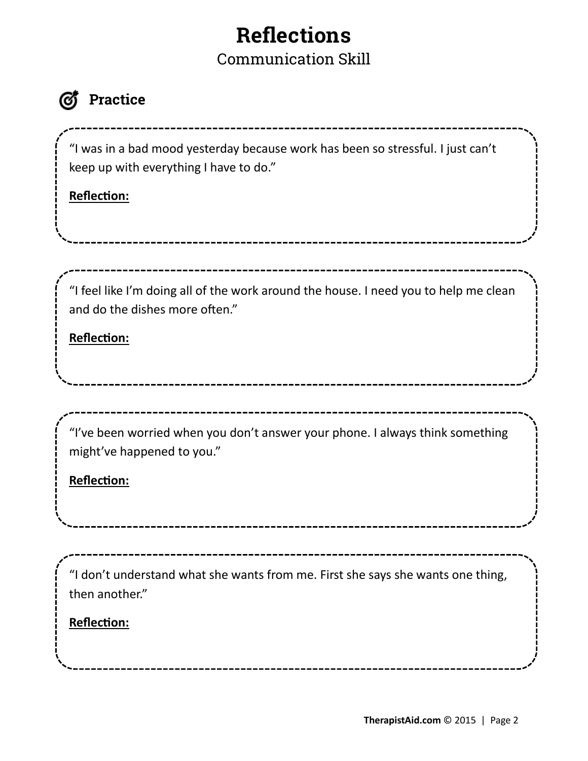# Reflections

## Communication Skill

### Practice

"I was in a bad mood yesterday because work has been so stressful. I just can't keep up with everything I have to do."

**Reflection:**

"I feel like I'm doing all of the work around the house. I need you to help me clean and do the dishes more often."

**Reflection:**

"I've been worried when you don't answer your phone. I always think something might've happened to you."

**Reflection:**

"I don't understand what she wants from me. First she says she wants one thing, then another."

**Reflection:**

**TherapistAid.com** © 2015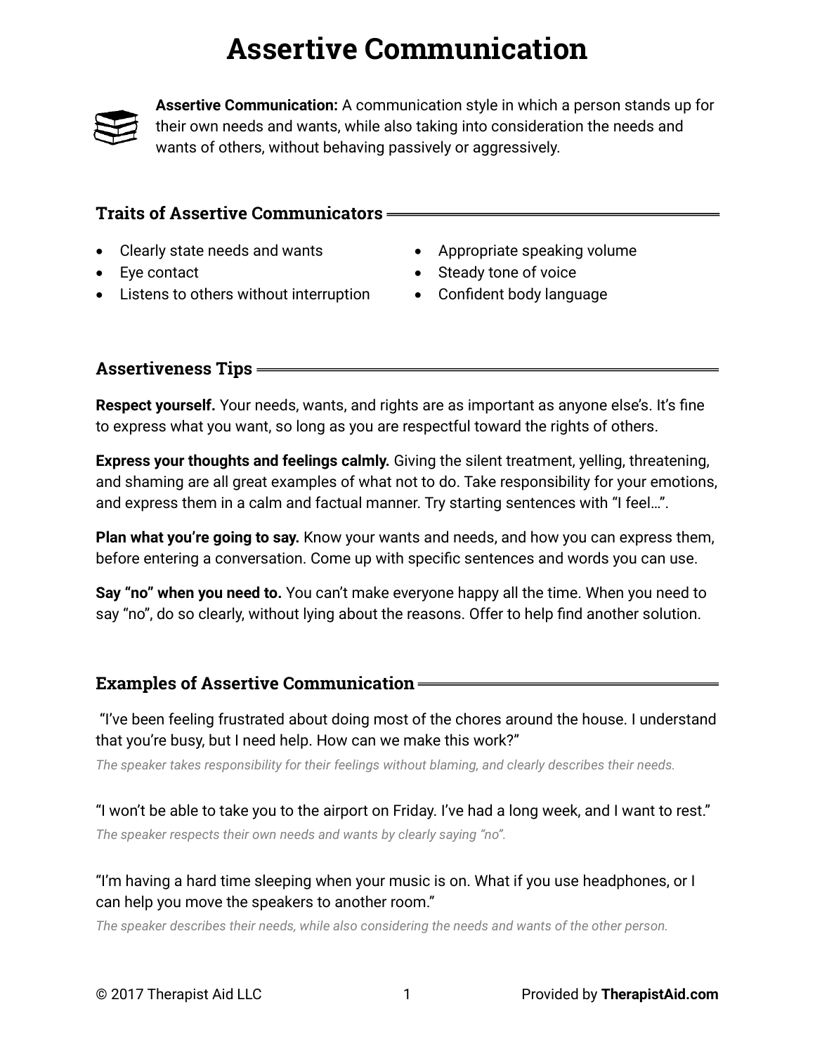# Assertive Communication

**Assertive Communication:** A communication style in which a person stands up for their own needs and wants, while also taking into consideration the needs and wants of others, without behaving passively or aggressively.

## Traits of Assertive Communicators

- Clearly state needs and wants
- Eye contact
- Listens to others without interruption
- Appropriate speaking volume
- Steady tone of voice
- Confident body language

## Assertiveness Tips

**Respect yourself.** Your needs, wants, and rights are as important as anyone else's. It's fine to express what you want, so long as you are respectful toward the rights of others.

**Express your thoughts and feelings calmly.** Giving the silent treatment, yelling, threatening, and shaming are all great examples of what not to do. Take responsibility for your emotions, and express them in a calm and factual manner. Try starting sentences with "I feel…".

**Plan what you're going to say.** Know your wants and needs, and how you can express them, before entering a conversation. Come up with specific sentences and words you can use.

**Say "no" when you need to.** You can't make everyone happy all the time. When you need to say "no", do so clearly, without lying about the reasons. Offer to help find another solution.

## Examples of Assertive Communication

"I've been feeling frustrated about doing most of the chores around the house. I understand that you're busy, but I need help. How can we make this work?"

*The speaker takes responsibility for their feelings without blaming, and clearly describes their needs.*

"I won't be able to take you to the airport on Friday. I've had a long week, and I want to rest."

*The speaker respects their own needs and wants by clearly saying "no".*

"I'm having a hard time sleeping when your music is on. What if you use headphones, or I can help you move the speakers to another room."

*The speaker describes their needs, while also considering the needs and wants of the other person.*

© 2017 Therapist Aid LLC Provided by **TherapistAid.com**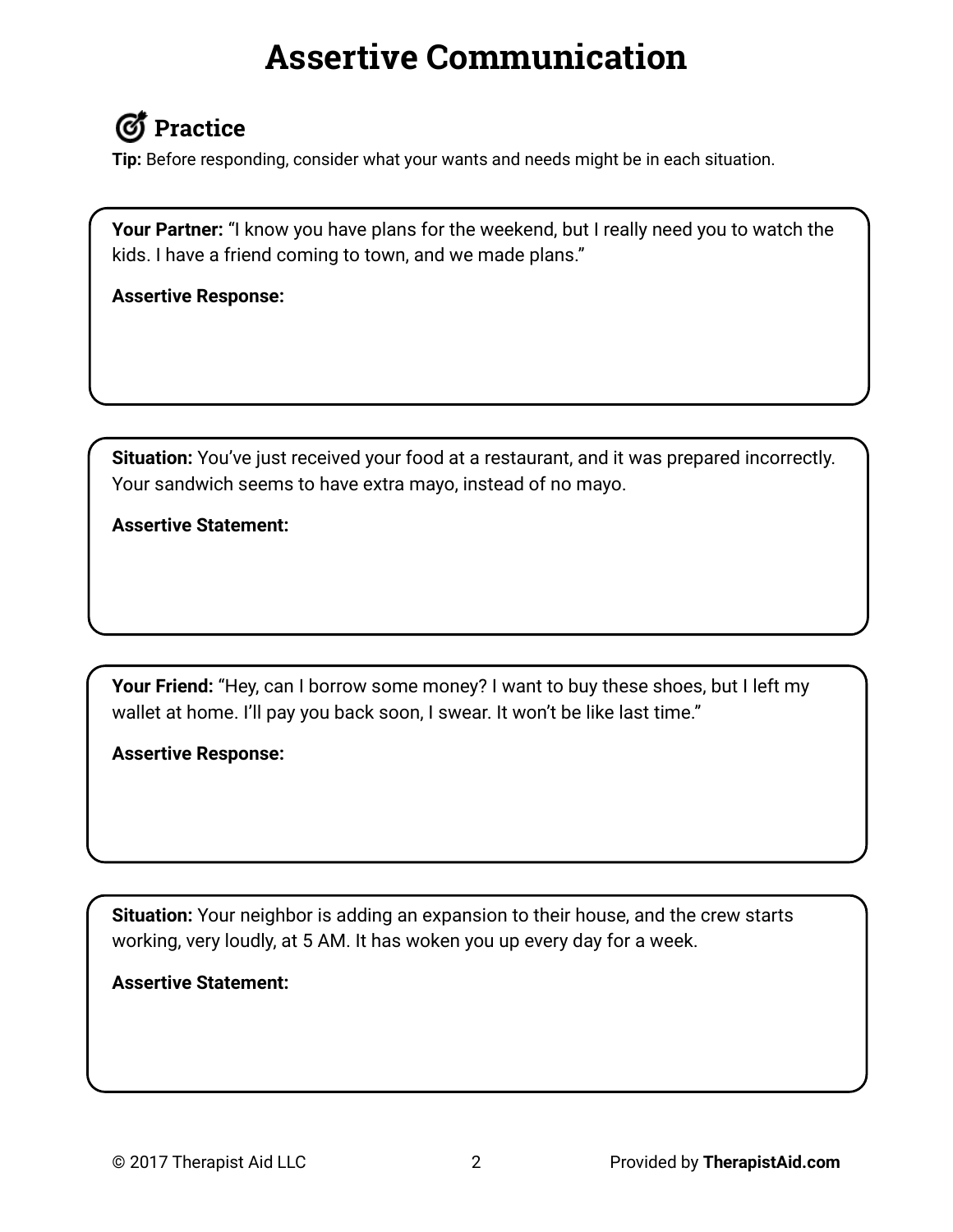# Assertive Communication

## Practice

**Tip:** Before responding, consider what your wants and needs might be in each situation.

**Your Partner:** "I know you have plans for the weekend, but I really need you to watch the kids. I have a friend coming to town, and we made plans."

**Assertive Response:**

**Situation:** You've just received your food at a restaurant, and it was prepared incorrectly. Your sandwich seems to have extra mayo, instead of no mayo.

**Assertive Statement:**

**Your Friend:** "Hey, can I borrow some money? I want to buy these shoes, but I left my wallet at home. I'll pay you back soon, I swear. It won't be like last time."

**Assertive Response:**

**Situation:** Your neighbor is adding an expansion to their house, and the crew starts working, very loudly, at 5 AM. It has woken you up every day for a week.

**Assertive Statement:**

© 2017 Therapist Aid LLC

Provided by **TherapistAid.com**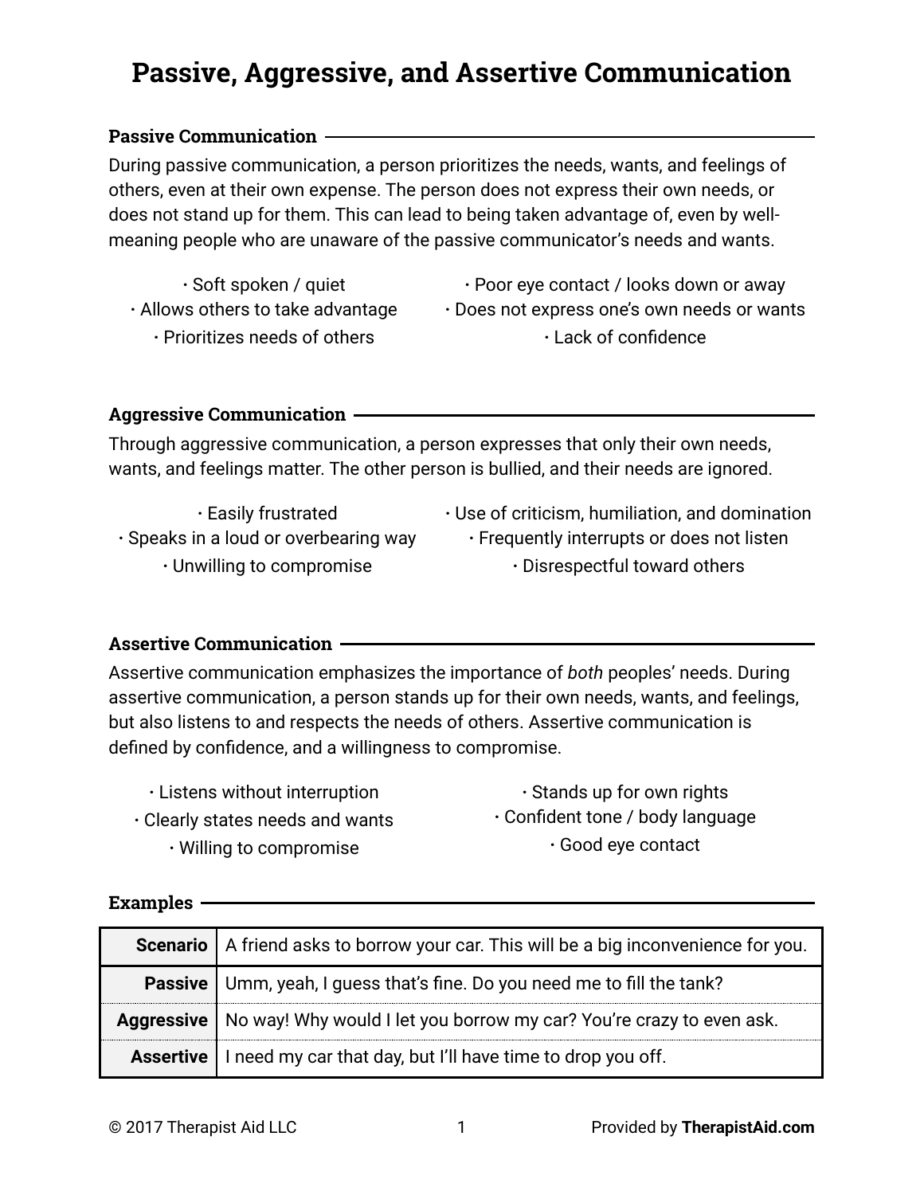# Passive, Aggressive, and Assertive Communication

## Passive Communication

During passive communication, a person prioritizes the needs, wants, and feelings of others, even at their own expense. The person does not express their own needs, or does not stand up for them. This can lead to being taken advantage of, even by well-meaning people who are unaware of the passive communicator's needs and wants.

- Soft spoken / quiet
- Allows others to take advantage
- Prioritizes needs of others
- Poor eye contact / looks down or away
- Does not express one's own needs or wants
- Lack of confidence

## Aggressive Communication

Through aggressive communication, a person expresses that only their own needs, wants, and feelings matter. The other person is bullied, and their needs are ignored.

- Easily frustrated
- Speaks in a loud or overbearing way
- Unwilling to compromise
- Use of criticism, humiliation, and domination
- Frequently interrupts or does not listen
- Disrespectful toward others

## Assertive Communication

Assertive communication emphasizes the importance of *both* peoples' needs. During assertive communication, a person stands up for their own needs, wants, and feelings, but also listens to and respects the needs of others. Assertive communication is defined by confidence, and a willingness to compromise.

- Listens without interruption
- Clearly states needs and wants
- Willing to compromise
- Stands up for own rights
- Confident tone / body language
- Good eye contact

## Examples

| | |
|---|---|
| **Scenario** | A friend asks to borrow your car. This will be a big inconvenience for you. |
| **Passive** | Umm, yeah, I guess that's fine. Do you need me to fill the tank? |
| **Aggressive** | No way! Why would I let you borrow my car? You're crazy to even ask. |
| **Assertive** | I need my car that day, but I'll have time to drop you off. |

© 2017 Therapist Aid LLC — Provided by **TherapistAid.com**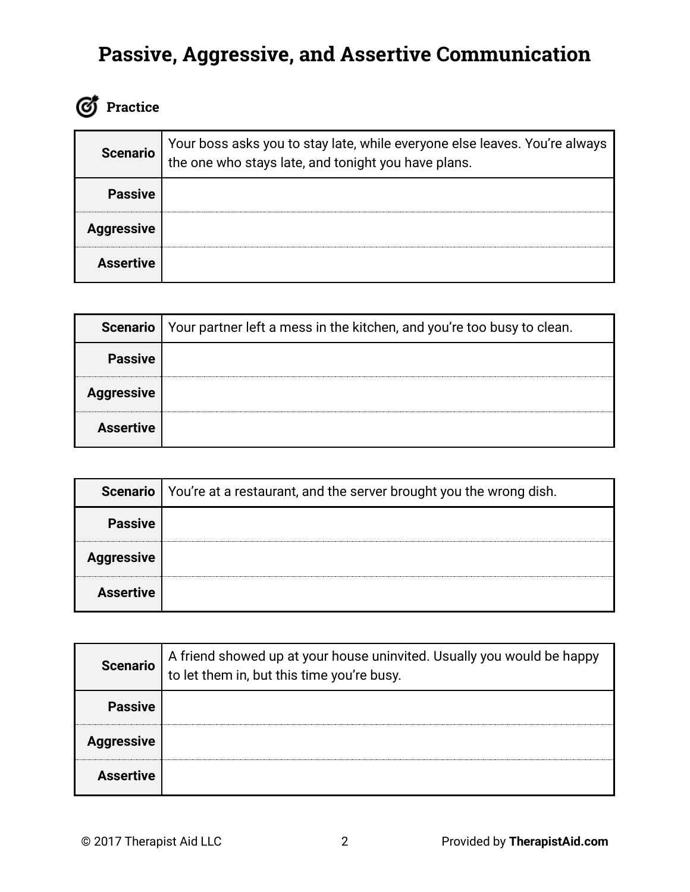# Passive, Aggressive, and Assertive Communication

**Practice**

| Scenario | Your boss asks you to stay late, while everyone else leaves. You're always the one who stays late, and tonight you have plans. |
| ---: | --- |
| **Passive** | |
| **Aggressive** | |
| **Assertive** | |

| Scenario | Your partner left a mess in the kitchen, and you're too busy to clean. |
| ---: | --- |
| **Passive** | |
| **Aggressive** | |
| **Assertive** | |

| Scenario | You're at a restaurant, and the server brought you the wrong dish. |
| ---: | --- |
| **Passive** | |
| **Aggressive** | |
| **Assertive** | |

| Scenario | A friend showed up at your house uninvited. Usually you would be happy to let them in, but this time you're busy. |
| ---: | --- |
| **Passive** | |
| **Aggressive** | |
| **Assertive** | |

© 2017 Therapist Aid LLC　　Provided by **TherapistAid.com**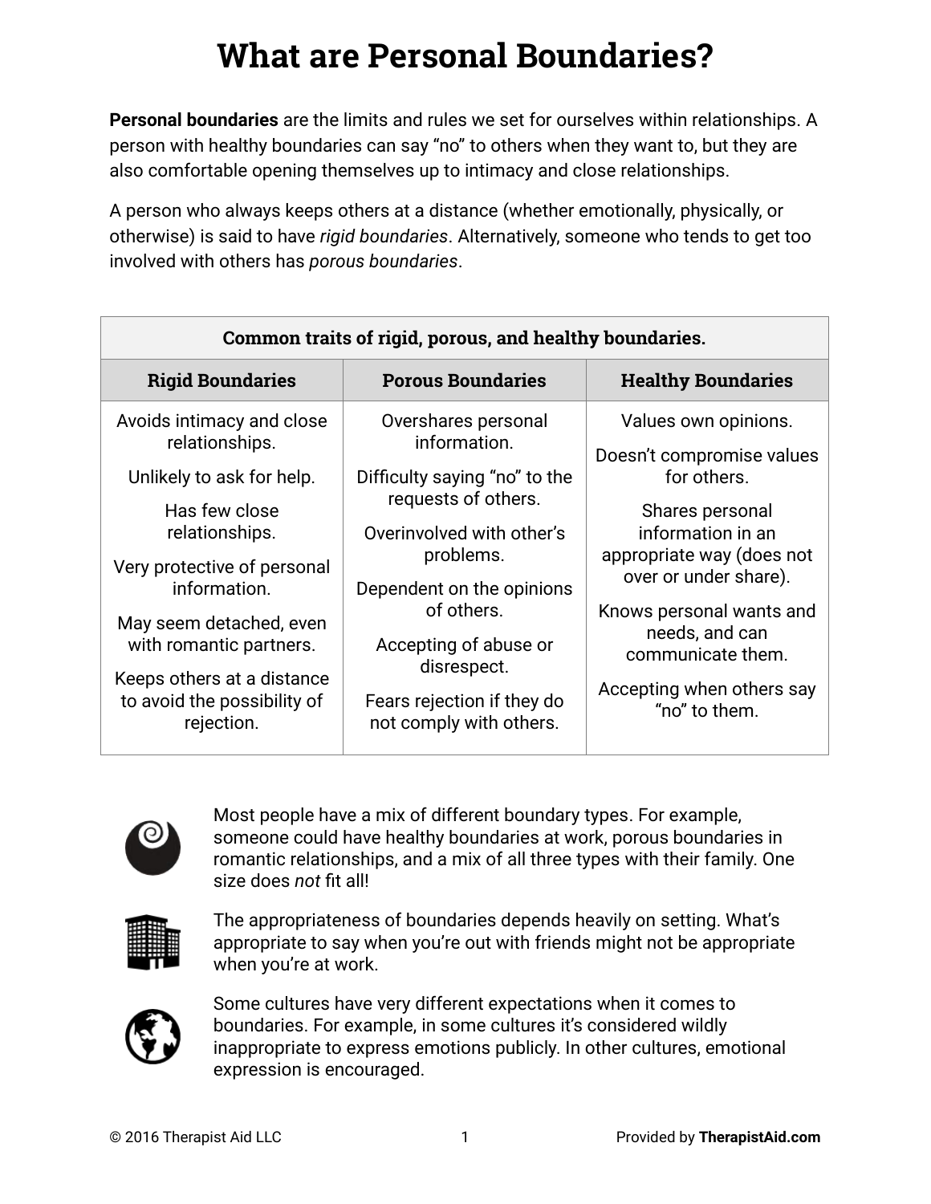# What are Personal Boundaries?

**Personal boundaries** are the limits and rules we set for ourselves within relationships. A person with healthy boundaries can say "no" to others when they want to, but they are also comfortable opening themselves up to intimacy and close relationships.

A person who always keeps others at a distance (whether emotionally, physically, or otherwise) is said to have *rigid boundaries*. Alternatively, someone who tends to get too involved with others has *porous boundaries*.

| **Common traits of rigid, porous, and healthy boundaries.** | | |
|---|---|---|
| **Rigid Boundaries** | **Porous Boundaries** | **Healthy Boundaries** |
| Avoids intimacy and close relationships.<br>Unlikely to ask for help.<br>Has few close relationships.<br>Very protective of personal information.<br>May seem detached, even with romantic partners.<br>Keeps others at a distance to avoid the possibility of rejection. | Overshares personal information.<br>Difficulty saying "no" to the requests of others.<br>Overinvolved with other's problems.<br>Dependent on the opinions of others.<br>Accepting of abuse or disrespect.<br>Fears rejection if they do not comply with others. | Values own opinions.<br>Doesn't compromise values for others.<br>Shares personal information in an appropriate way (does not over or under share).<br>Knows personal wants and needs, and can communicate them.<br>Accepting when others say "no" to them. |

Most people have a mix of different boundary types. For example, someone could have healthy boundaries at work, porous boundaries in romantic relationships, and a mix of all three types with their family. One size does *not* fit all!

The appropriateness of boundaries depends heavily on setting. What's appropriate to say when you're out with friends might not be appropriate when you're at work.

Some cultures have very different expectations when it comes to boundaries. For example, in some cultures it's considered wildly inappropriate to express emotions publicly. In other cultures, emotional expression is encouraged.

© 2016 Therapist Aid LLC — Provided by **TherapistAid.com**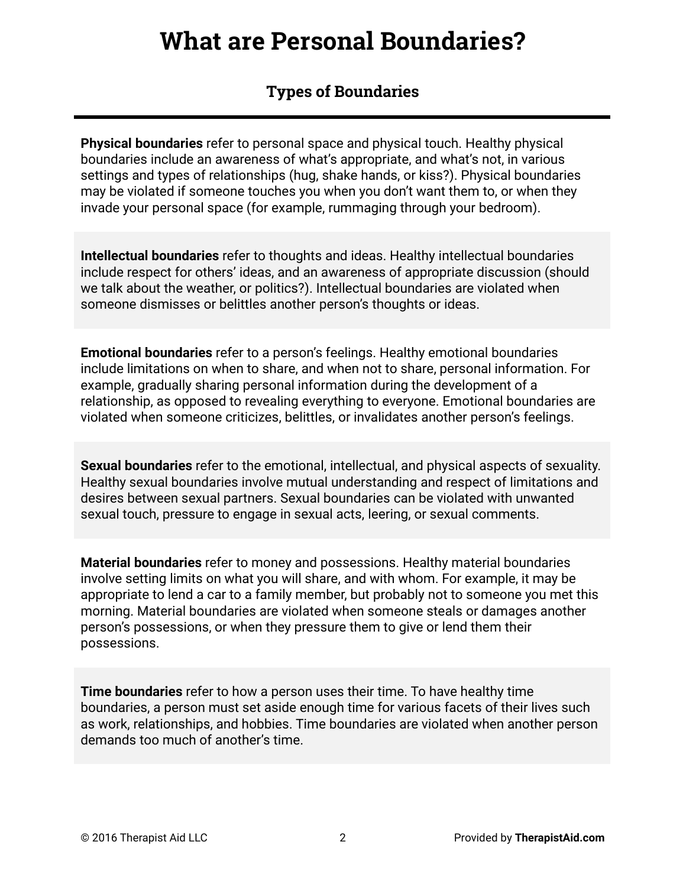# What are Personal Boundaries?

## Types of Boundaries

**Physical boundaries** refer to personal space and physical touch. Healthy physical boundaries include an awareness of what's appropriate, and what's not, in various settings and types of relationships (hug, shake hands, or kiss?). Physical boundaries may be violated if someone touches you when you don't want them to, or when they invade your personal space (for example, rummaging through your bedroom).

**Intellectual boundaries** refer to thoughts and ideas. Healthy intellectual boundaries include respect for others' ideas, and an awareness of appropriate discussion (should we talk about the weather, or politics?). Intellectual boundaries are violated when someone dismisses or belittles another person's thoughts or ideas.

**Emotional boundaries** refer to a person's feelings. Healthy emotional boundaries include limitations on when to share, and when not to share, personal information. For example, gradually sharing personal information during the development of a relationship, as opposed to revealing everything to everyone. Emotional boundaries are violated when someone criticizes, belittles, or invalidates another person's feelings.

**Sexual boundaries** refer to the emotional, intellectual, and physical aspects of sexuality. Healthy sexual boundaries involve mutual understanding and respect of limitations and desires between sexual partners. Sexual boundaries can be violated with unwanted sexual touch, pressure to engage in sexual acts, leering, or sexual comments.

**Material boundaries** refer to money and possessions. Healthy material boundaries involve setting limits on what you will share, and with whom. For example, it may be appropriate to lend a car to a family member, but probably not to someone you met this morning. Material boundaries are violated when someone steals or damages another person's possessions, or when they pressure them to give or lend them their possessions.

**Time boundaries** refer to how a person uses their time. To have healthy time boundaries, a person must set aside enough time for various facets of their lives such as work, relationships, and hobbies. Time boundaries are violated when another person demands too much of another's time.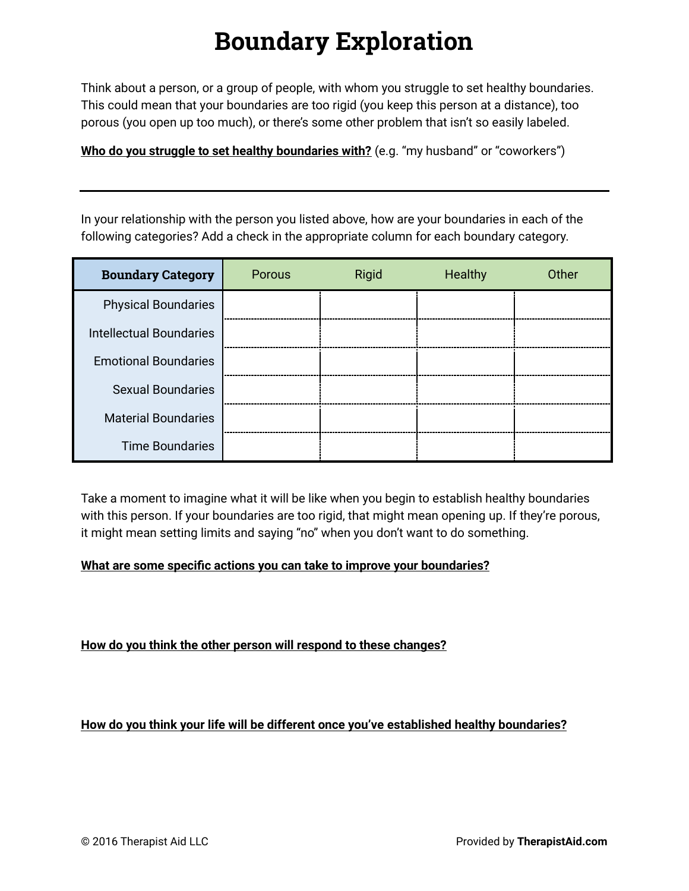# Boundary Exploration

Think about a person, or a group of people, with whom you struggle to set healthy boundaries. This could mean that your boundaries are too rigid (you keep this person at a distance), too porous (you open up too much), or there's some other problem that isn't so easily labeled.

**Who do you struggle to set healthy boundaries with?** (e.g. "my husband" or "coworkers")

---

In your relationship with the person you listed above, how are your boundaries in each of the following categories? Add a check in the appropriate column for each boundary category.

| Boundary Category | Porous | Rigid | Healthy | Other |
|---|---|---|---|---|
| Physical Boundaries | | | | |
| Intellectual Boundaries | | | | |
| Emotional Boundaries | | | | |
| Sexual Boundaries | | | | |
| Material Boundaries | | | | |
| Time Boundaries | | | | |

Take a moment to imagine what it will be like when you begin to establish healthy boundaries with this person. If your boundaries are too rigid, that might mean opening up. If they're porous, it might mean setting limits and saying "no" when you don't want to do something.

**What are some specific actions you can take to improve your boundaries?**

**How do you think the other person will respond to these changes?**

**How do you think your life will be different once you've established healthy boundaries?**

© 2016 Therapist Aid LLC

Provided by **TherapistAid.com**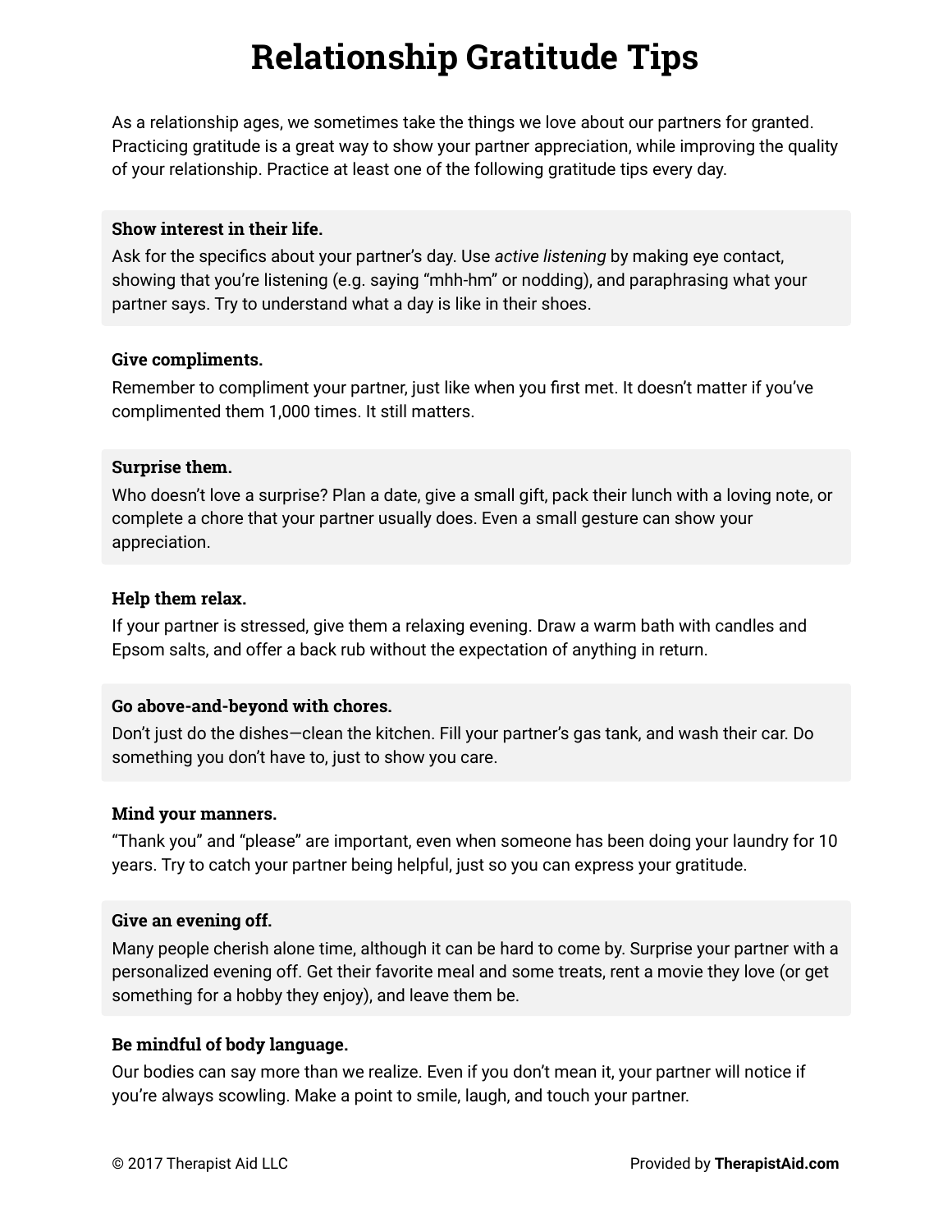# Relationship Gratitude Tips

As a relationship ages, we sometimes take the things we love about our partners for granted. Practicing gratitude is a great way to show your partner appreciation, while improving the quality of your relationship. Practice at least one of the following gratitude tips every day.

**Show interest in their life.**

Ask for the specifics about your partner's day. Use *active listening* by making eye contact, showing that you're listening (e.g. saying "mhh-hm" or nodding), and paraphrasing what your partner says. Try to understand what a day is like in their shoes.

**Give compliments.**

Remember to compliment your partner, just like when you first met. It doesn't matter if you've complimented them 1,000 times. It still matters.

**Surprise them.**

Who doesn't love a surprise? Plan a date, give a small gift, pack their lunch with a loving note, or complete a chore that your partner usually does. Even a small gesture can show your appreciation.

**Help them relax.**

If your partner is stressed, give them a relaxing evening. Draw a warm bath with candles and Epsom salts, and offer a back rub without the expectation of anything in return.

**Go above-and-beyond with chores.**

Don't just do the dishes—clean the kitchen. Fill your partner's gas tank, and wash their car. Do something you don't have to, just to show you care.

**Mind your manners.**

"Thank you" and "please" are important, even when someone has been doing your laundry for 10 years. Try to catch your partner being helpful, just so you can express your gratitude.

**Give an evening off.**

Many people cherish alone time, although it can be hard to come by. Surprise your partner with a personalized evening off. Get their favorite meal and some treats, rent a movie they love (or get something for a hobby they enjoy), and leave them be.

**Be mindful of body language.**

Our bodies can say more than we realize. Even if you don't mean it, your partner will notice if you're always scowling. Make a point to smile, laugh, and touch your partner.

© 2017 Therapist Aid LLC

Provided by **TherapistAid.com**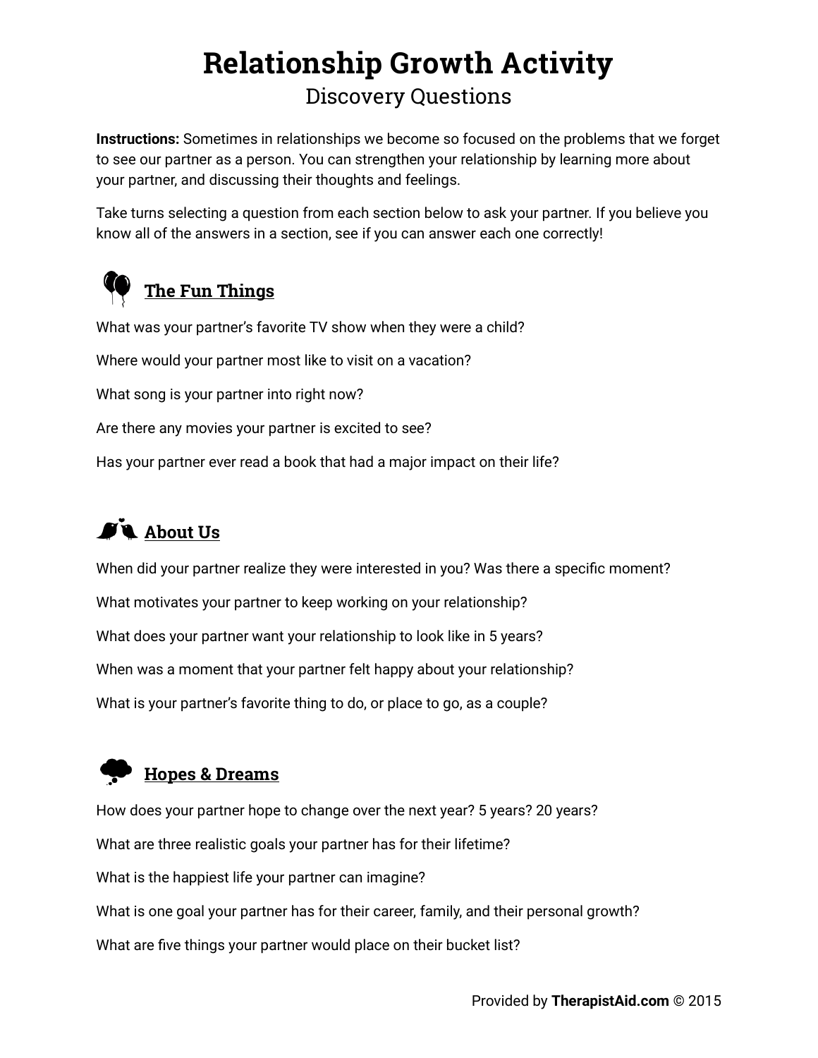# Relationship Growth Activity

## Discovery Questions

**Instructions:** Sometimes in relationships we become so focused on the problems that we forget to see our partner as a person. You can strengthen your relationship by learning more about your partner, and discussing their thoughts and feelings.

Take turns selecting a question from each section below to ask your partner. If you believe you know all of the answers in a section, see if you can answer each one correctly!

### The Fun Things

What was your partner's favorite TV show when they were a child?

Where would your partner most like to visit on a vacation?

What song is your partner into right now?

Are there any movies your partner is excited to see?

Has your partner ever read a book that had a major impact on their life?

### About Us

When did your partner realize they were interested in you? Was there a specific moment?

What motivates your partner to keep working on your relationship?

What does your partner want your relationship to look like in 5 years?

When was a moment that your partner felt happy about your relationship?

What is your partner's favorite thing to do, or place to go, as a couple?

### Hopes & Dreams

How does your partner hope to change over the next year? 5 years? 20 years?

What are three realistic goals your partner has for their lifetime?

What is the happiest life your partner can imagine?

What is one goal your partner has for their career, family, and their personal growth?

What are five things your partner would place on their bucket list?

Provided by **TherapistAid.com** © 2015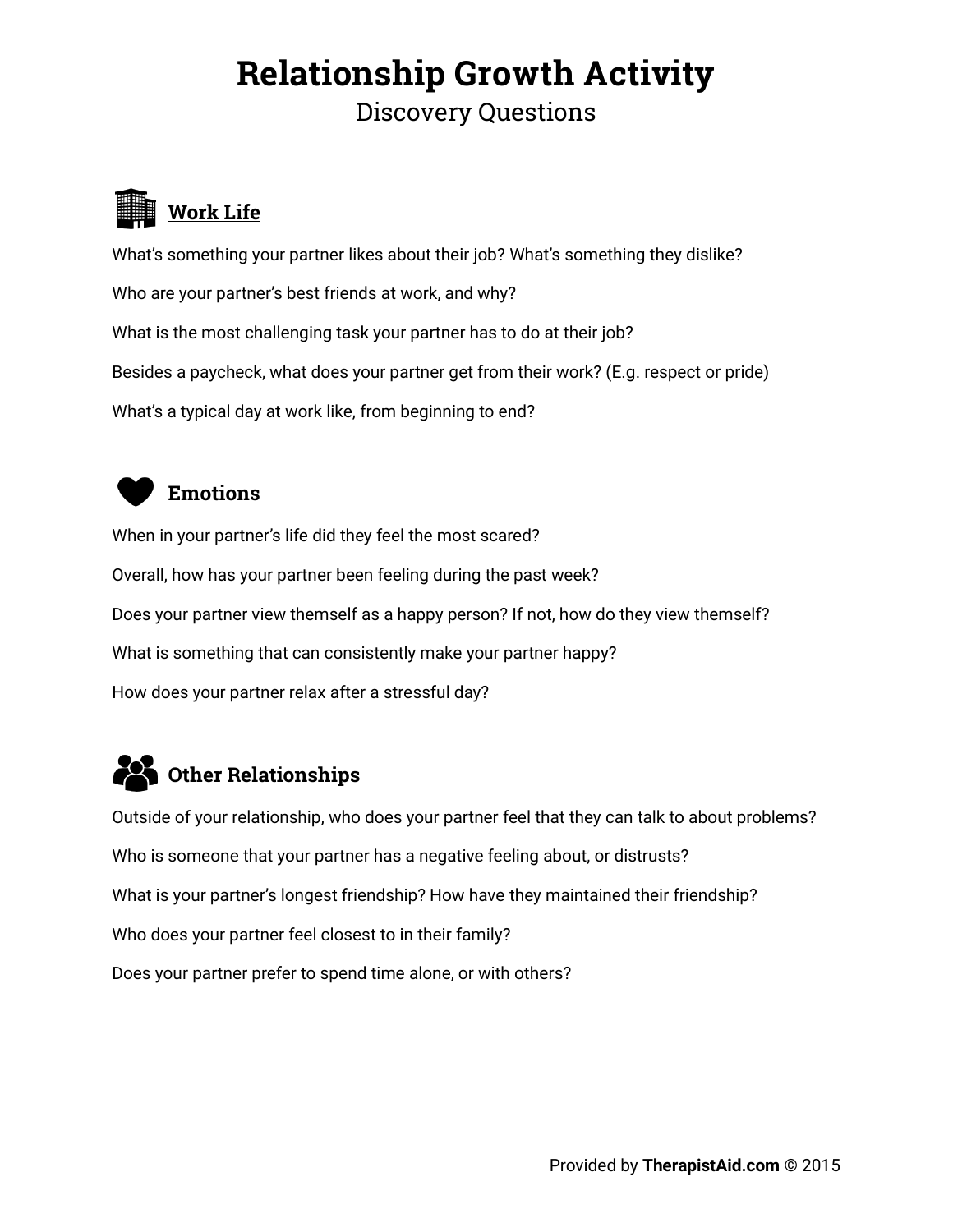# Relationship Growth Activity

## Discovery Questions

### Work Life

What's something your partner likes about their job? What's something they dislike?

Who are your partner's best friends at work, and why?

What is the most challenging task your partner has to do at their job?

Besides a paycheck, what does your partner get from their work? (E.g. respect or pride)

What's a typical day at work like, from beginning to end?

### Emotions

When in your partner's life did they feel the most scared?

Overall, how has your partner been feeling during the past week?

Does your partner view themself as a happy person? If not, how do they view themself?

What is something that can consistently make your partner happy?

How does your partner relax after a stressful day?

### Other Relationships

Outside of your relationship, who does your partner feel that they can talk to about problems?

Who is someone that your partner has a negative feeling about, or distrusts?

What is your partner's longest friendship? How have they maintained their friendship?

Who does your partner feel closest to in their family?

Does your partner prefer to spend time alone, or with others?

Provided by **TherapistAid.com** © 2015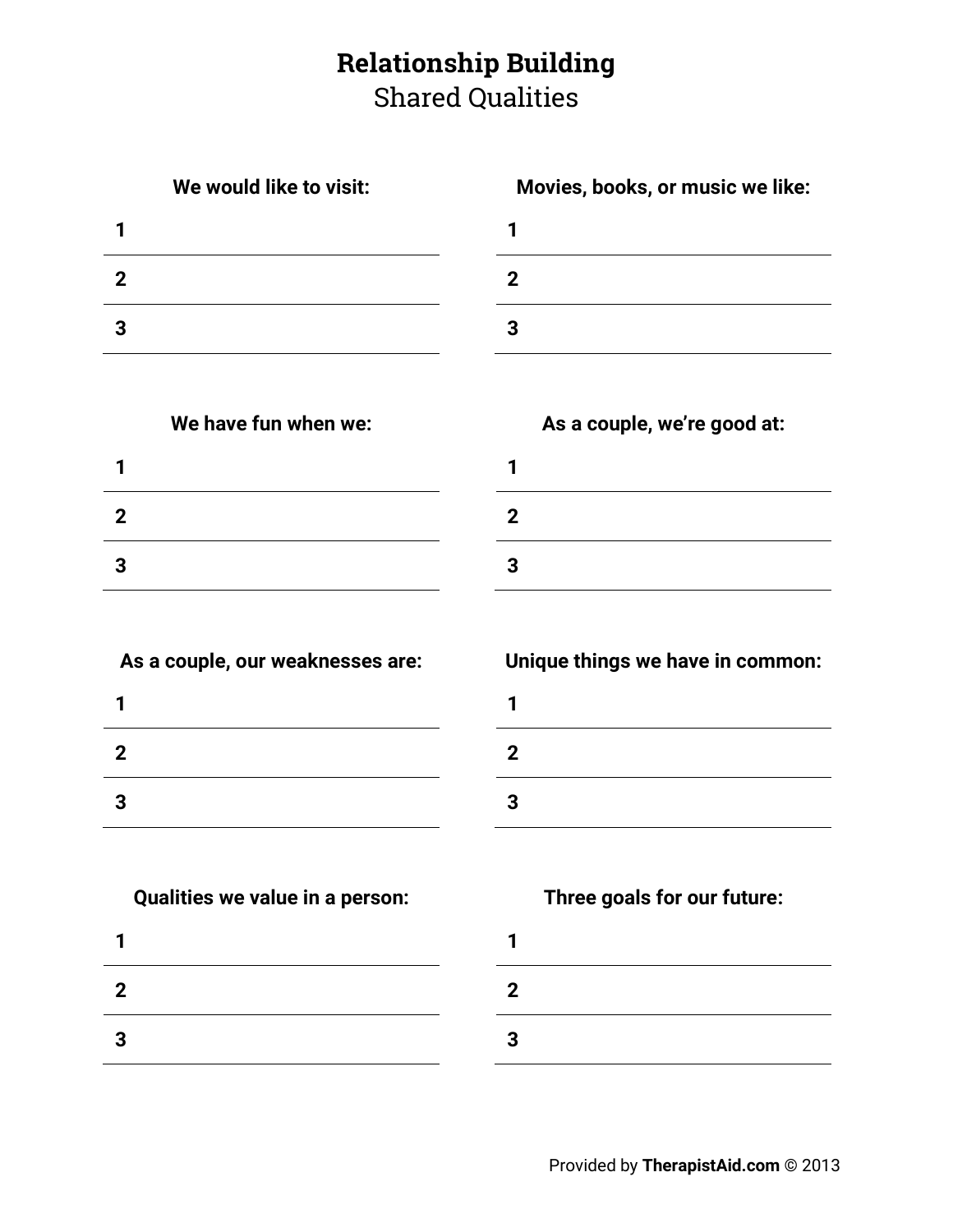# Relationship Building

## Shared Qualities

**We would like to visit:**

1
2
3

**Movies, books, or music we like:**

1
2
3

**We have fun when we:**

1
2
3

**As a couple, we're good at:**

1
2
3

**As a couple, our weaknesses are:**

1
2
3

**Unique things we have in common:**

1
2
3

**Qualities we value in a person:**

1
2
3

**Three goals for our future:**

1
2
3

Provided by **TherapistAid.com** © 2013